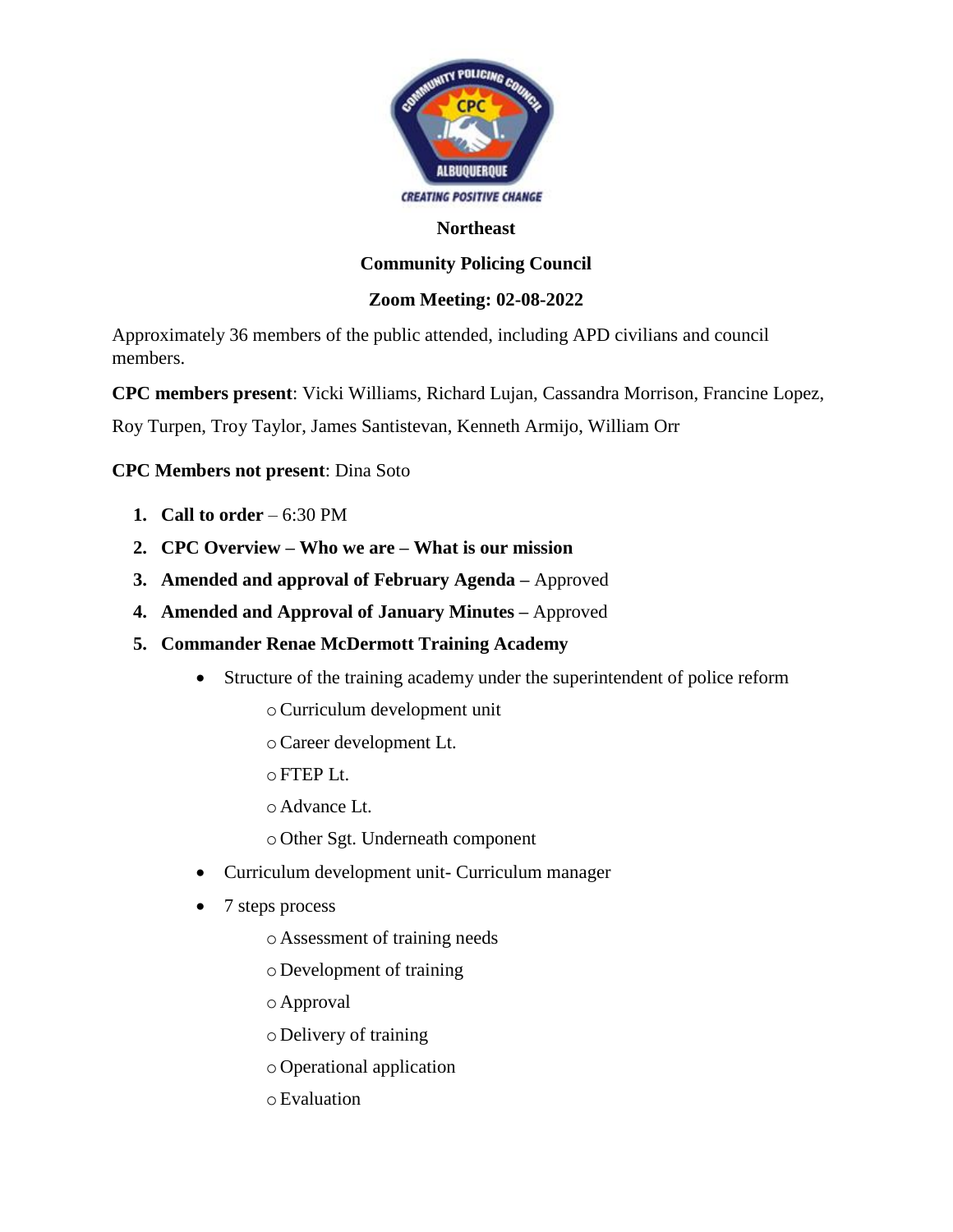**Northeast**

**Community Policing Council**

**Zoom Meeting: 02-08-2022**

Approximately 36 members of the public attended, including APD civilians and council members.

**CPC members present**: Vicki Williams, Richard Lujan, Cassandra Morrison, Francine Lopez, Roy Turpen, Troy Taylor, James Santistevan, Kenneth Armijo, William Orr

**CPC Members not present**: Dina Soto

1. **Call to order** – 6:30 PM
2. **CPC Overview – Who we are – What is our mission**
3. **Amended and approval of February Agenda –** Approved
4. **Amended and Approval of January Minutes –** Approved
5. **Commander Renae McDermott Training Academy**
   - Structure of the training academy under the superintendent of police reform
     - Curriculum development unit
     - Career development Lt.
     - FTEP Lt.
     - Advance Lt.
     - Other Sgt. Underneath component
   - Curriculum development unit- Curriculum manager
   - 7 steps process
     - Assessment of training needs
     - Development of training
     - Approval
     - Delivery of training
     - Operational application
     - Evaluation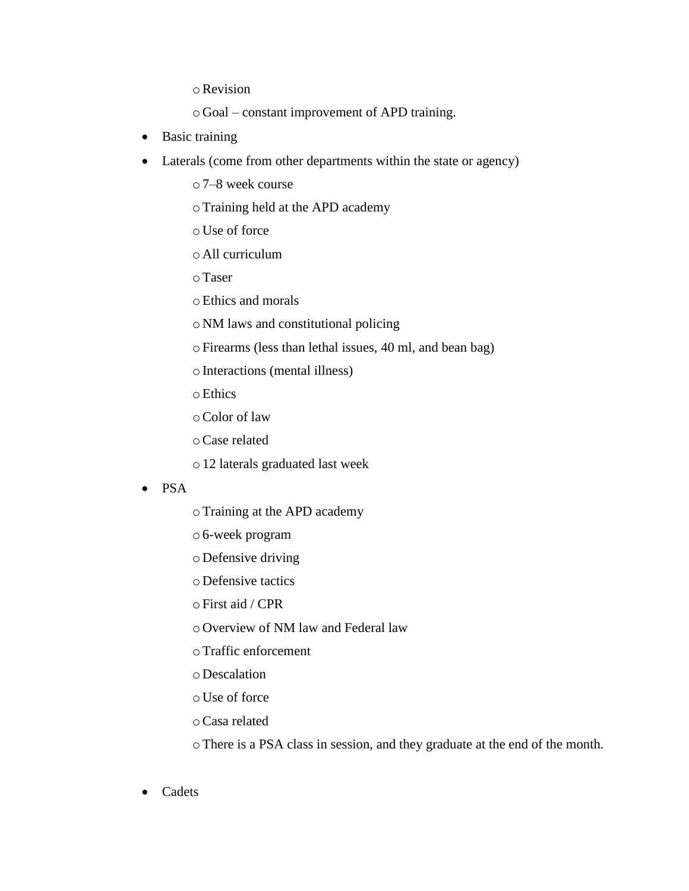- Revision
  - Goal – constant improvement of APD training.
- Basic training
- Laterals (come from other departments within the state or agency)
  - 7–8 week course
  - Training held at the APD academy
  - Use of force
  - All curriculum
  - Taser
  - Ethics and morals
  - NM laws and constitutional policing
  - Firearms (less than lethal issues, 40 ml, and bean bag)
  - Interactions (mental illness)
  - Ethics
  - Color of law
  - Case related
  - 12 laterals graduated last week
- PSA
  - Training at the APD academy
  - 6-week program
  - Defensive driving
  - Defensive tactics
  - First aid / CPR
  - Overview of NM law and Federal law
  - Traffic enforcement
  - Descalation
  - Use of force
  - Casa related
  - There is a PSA class in session, and they graduate at the end of the month.

- Cadets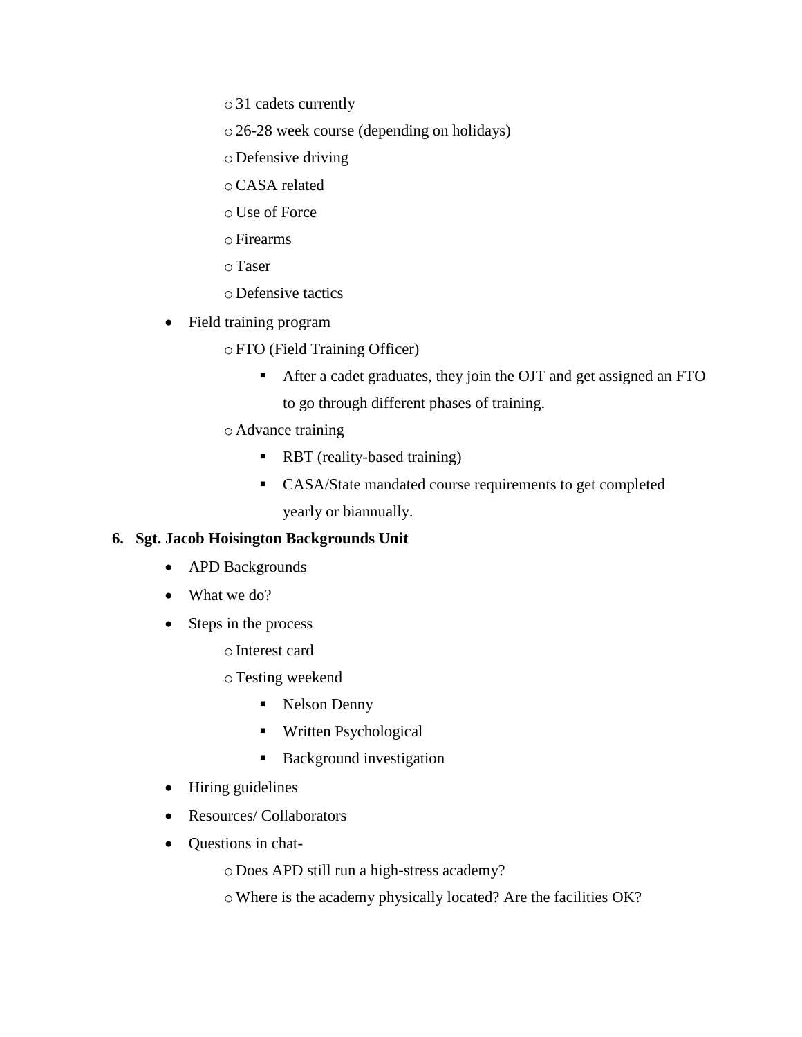- 31 cadets currently
        - 26-28 week course (depending on holidays)
        - Defensive driving
        - CASA related
        - Use of Force
        - Firearms
        - Taser
        - Defensive tactics
    - Field training program
        - FTO (Field Training Officer)
            - After a cadet graduates, they join the OJT and get assigned an FTO to go through different phases of training.
        - Advance training
            - RBT (reality-based training)
            - CASA/State mandated course requirements to get completed yearly or biannually.

6. **Sgt. Jacob Hoisington Backgrounds Unit**
    - APD Backgrounds
    - What we do?
    - Steps in the process
        - Interest card
        - Testing weekend
            - Nelson Denny
            - Written Psychological
            - Background investigation
    - Hiring guidelines
    - Resources/ Collaborators
    - Questions in chat-
        - Does APD still run a high-stress academy?
        - Where is the academy physically located? Are the facilities OK?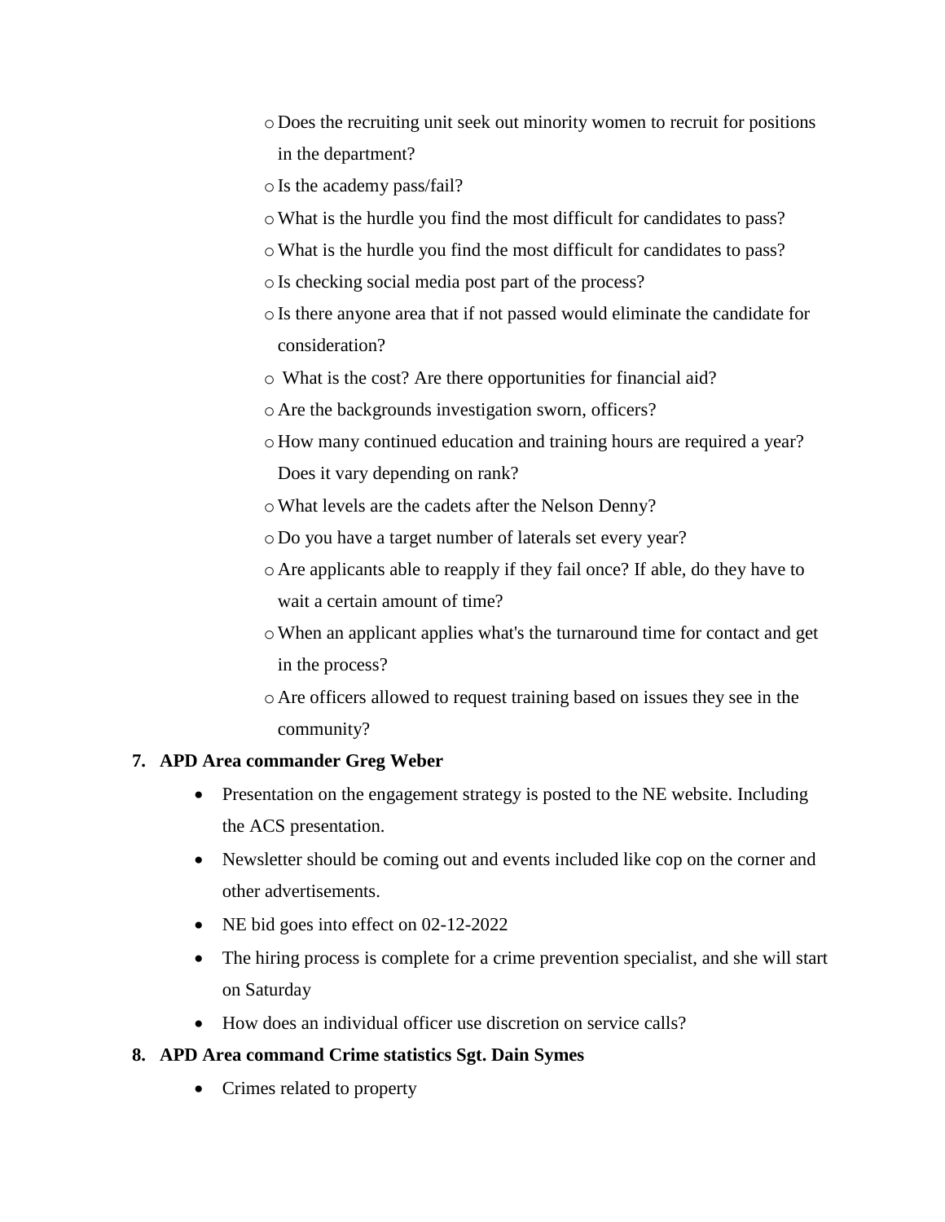- Does the recruiting unit seek out minority women to recruit for positions in the department?
  - Is the academy pass/fail?
  - What is the hurdle you find the most difficult for candidates to pass?
  - What is the hurdle you find the most difficult for candidates to pass?
  - Is checking social media post part of the process?
  - Is there anyone area that if not passed would eliminate the candidate for consideration?
  - What is the cost? Are there opportunities for financial aid?
  - Are the backgrounds investigation sworn, officers?
  - How many continued education and training hours are required a year? Does it vary depending on rank?
  - What levels are the cadets after the Nelson Denny?
  - Do you have a target number of laterals set every year?
  - Are applicants able to reapply if they fail once? If able, do they have to wait a certain amount of time?
  - When an applicant applies what's the turnaround time for contact and get in the process?
  - Are officers allowed to request training based on issues they see in the community?

7. **APD Area commander Greg Weber**
   - Presentation on the engagement strategy is posted to the NE website. Including the ACS presentation.
   - Newsletter should be coming out and events included like cop on the corner and other advertisements.
   - NE bid goes into effect on 02-12-2022
   - The hiring process is complete for a crime prevention specialist, and she will start on Saturday
   - How does an individual officer use discretion on service calls?

8. **APD Area command Crime statistics Sgt. Dain Symes**
   - Crimes related to property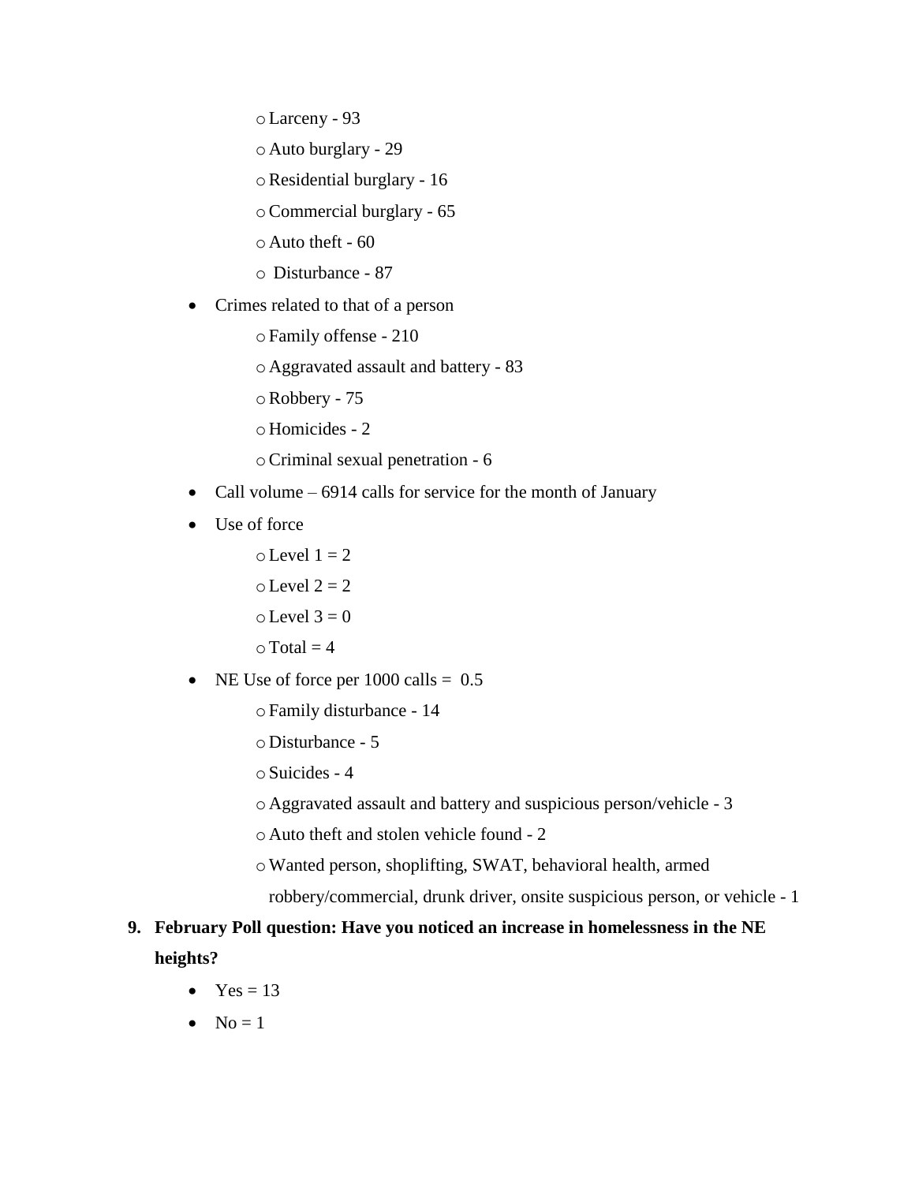- Larceny - 93
  - Auto burglary - 29
  - Residential burglary - 16
  - Commercial burglary - 65
  - Auto theft - 60
  - Disturbance - 87
- Crimes related to that of a person
  - Family offense - 210
  - Aggravated assault and battery - 83
  - Robbery - 75
  - Homicides - 2
  - Criminal sexual penetration - 6
- Call volume – 6914 calls for service for the month of January
- Use of force
  - Level 1 = 2
  - Level 2 = 2
  - Level 3 = 0
  - Total = 4
- NE Use of force per 1000 calls = 0.5
  - Family disturbance - 14
  - Disturbance - 5
  - Suicides - 4
  - Aggravated assault and battery and suspicious person/vehicle - 3
  - Auto theft and stolen vehicle found - 2
  - Wanted person, shoplifting, SWAT, behavioral health, armed robbery/commercial, drunk driver, onsite suspicious person, or vehicle - 1

9. **February Poll question: Have you noticed an increase in homelessness in the NE heights?**
   - Yes = 13
   - No = 1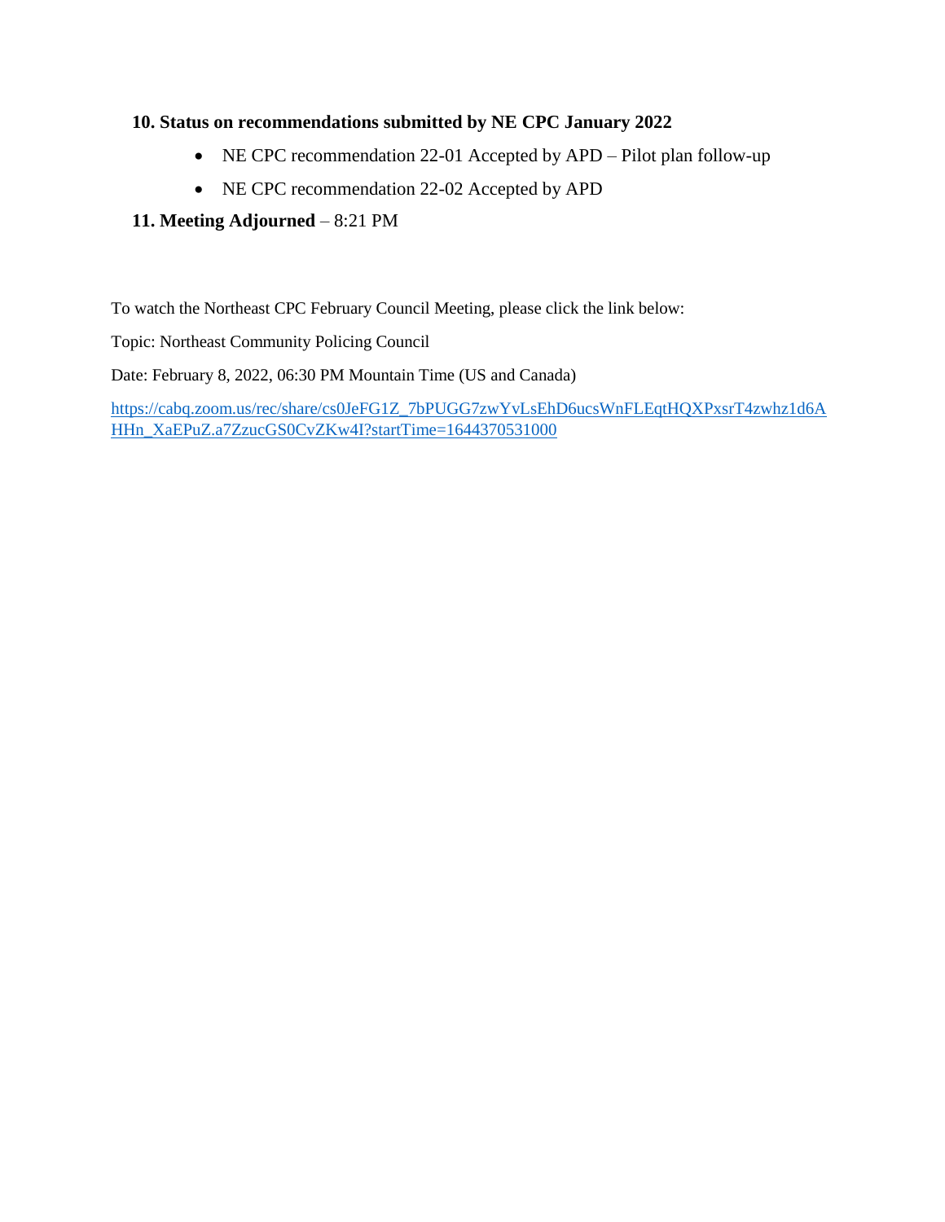**10. Status on recommendations submitted by NE CPC January 2022**

- NE CPC recommendation 22-01 Accepted by APD – Pilot plan follow-up
- NE CPC recommendation 22-02 Accepted by APD

**11. Meeting Adjourned** – 8:21 PM

To watch the Northeast CPC February Council Meeting, please click the link below:

Topic: Northeast Community Policing Council

Date: February 8, 2022, 06:30 PM Mountain Time (US and Canada)

https://cabq.zoom.us/rec/share/cs0JeFG1Z_7bPUGG7zwYvLsEhD6ucsWnFLEqtHQXPxsrT4zwhz1d6AHHn_XaEPuZ.a7ZzucGS0CvZKw4I?startTime=1644370531000